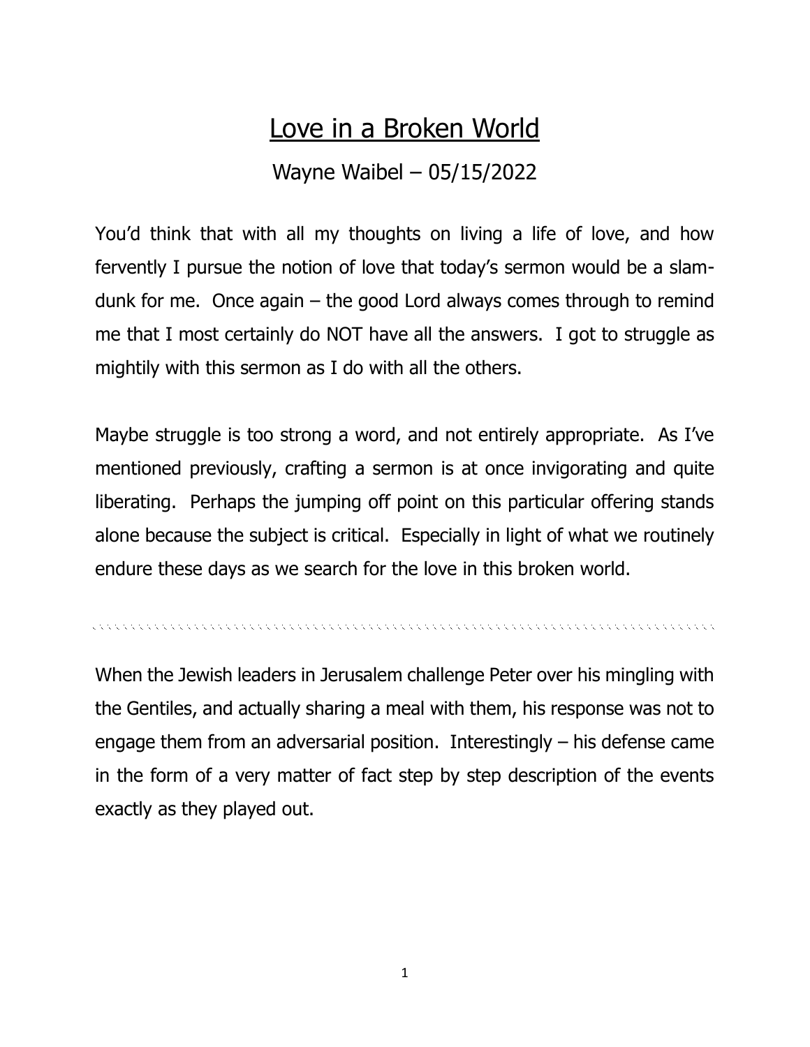# Love in a Broken World

Wayne Waibel – 05/15/2022

You'd think that with all my thoughts on living a life of love, and how fervently I pursue the notion of love that today's sermon would be a slam-dunk for me. Once again – the good Lord always comes through to remind me that I most certainly do NOT have all the answers. I got to struggle as mightily with this sermon as I do with all the others.

Maybe struggle is too strong a word, and not entirely appropriate. As I've mentioned previously, crafting a sermon is at once invigorating and quite liberating. Perhaps the jumping off point on this particular offering stands alone because the subject is critical. Especially in light of what we routinely endure these days as we search for the love in this broken world.

---

When the Jewish leaders in Jerusalem challenge Peter over his mingling with the Gentiles, and actually sharing a meal with them, his response was not to engage them from an adversarial position. Interestingly – his defense came in the form of a very matter of fact step by step description of the events exactly as they played out.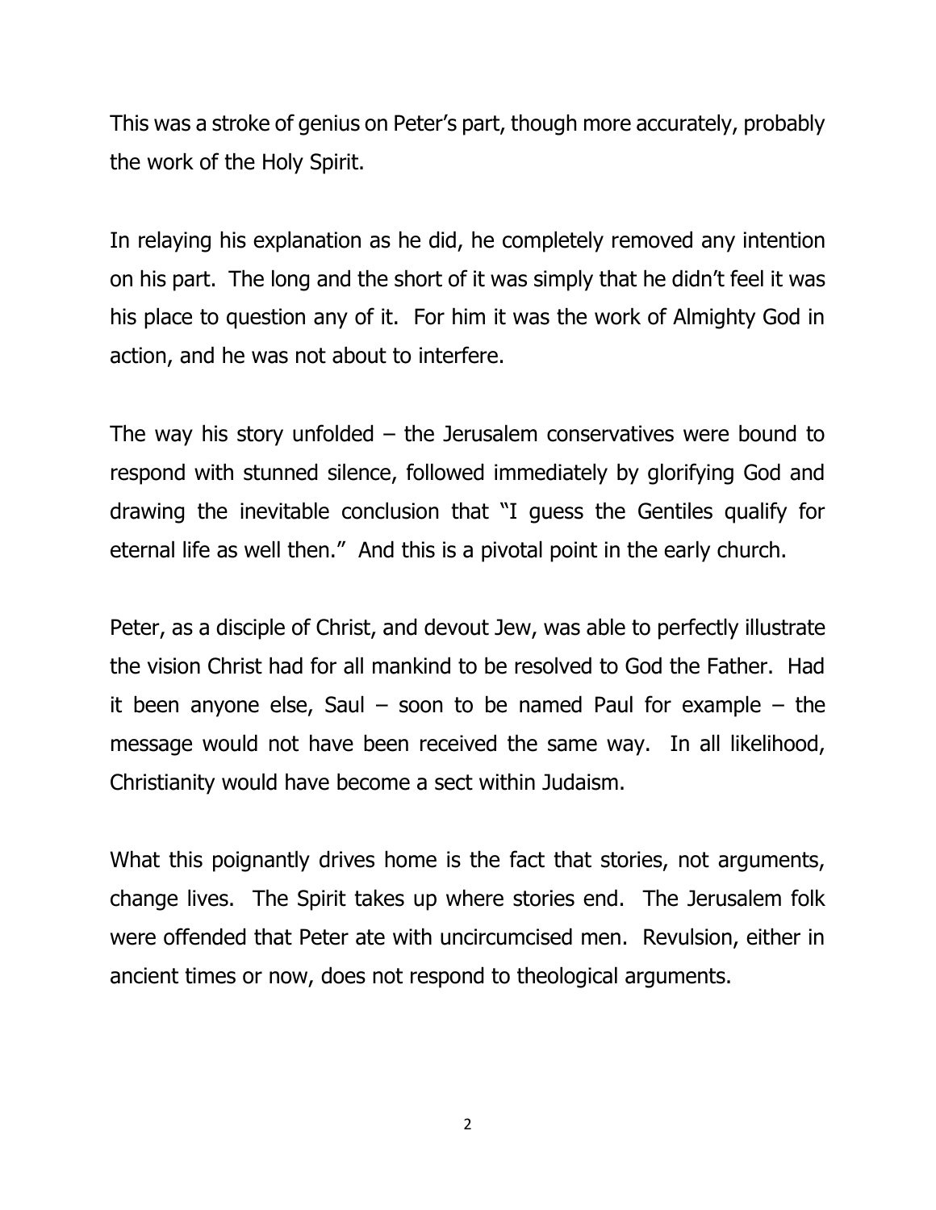This was a stroke of genius on Peter's part, though more accurately, probably the work of the Holy Spirit.

In relaying his explanation as he did, he completely removed any intention on his part. The long and the short of it was simply that he didn't feel it was his place to question any of it. For him it was the work of Almighty God in action, and he was not about to interfere.

The way his story unfolded – the Jerusalem conservatives were bound to respond with stunned silence, followed immediately by glorifying God and drawing the inevitable conclusion that "I guess the Gentiles qualify for eternal life as well then." And this is a pivotal point in the early church.

Peter, as a disciple of Christ, and devout Jew, was able to perfectly illustrate the vision Christ had for all mankind to be resolved to God the Father. Had it been anyone else, Saul – soon to be named Paul for example – the message would not have been received the same way. In all likelihood, Christianity would have become a sect within Judaism.

What this poignantly drives home is the fact that stories, not arguments, change lives. The Spirit takes up where stories end. The Jerusalem folk were offended that Peter ate with uncircumcised men. Revulsion, either in ancient times or now, does not respond to theological arguments.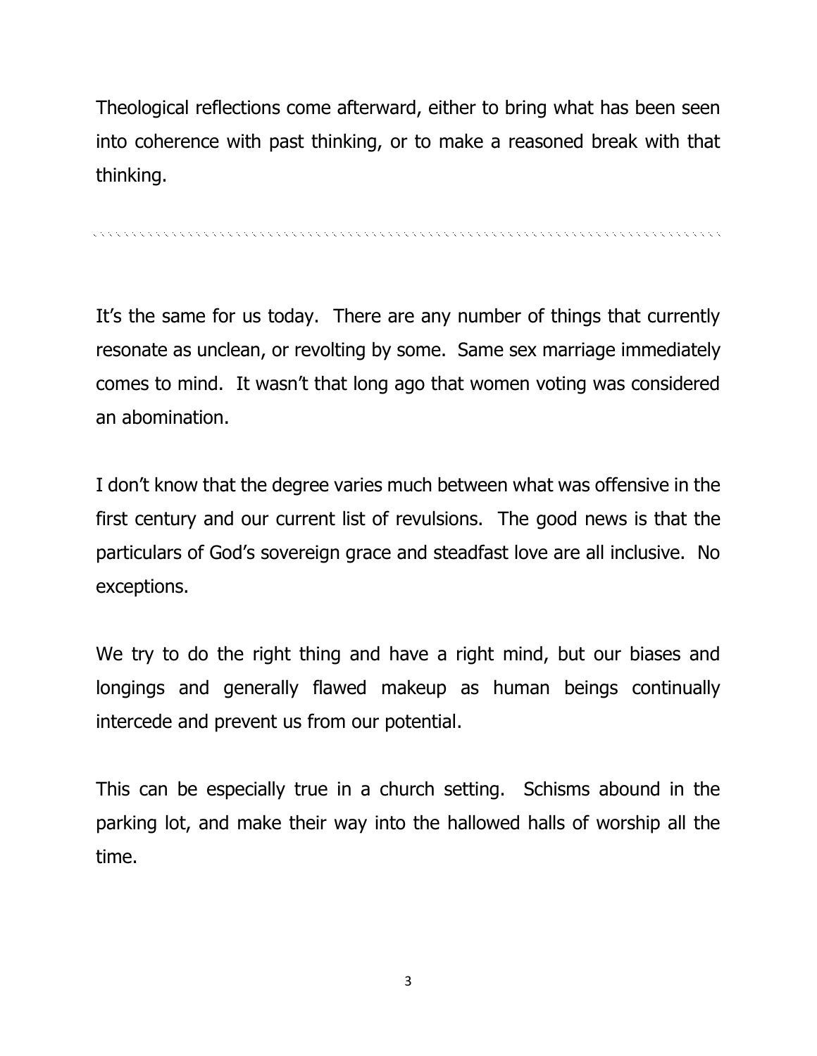Theological reflections come afterward, either to bring what has been seen into coherence with past thinking, or to make a reasoned break with that thinking.

---

It's the same for us today. There are any number of things that currently resonate as unclean, or revolting by some. Same sex marriage immediately comes to mind. It wasn't that long ago that women voting was considered an abomination.

I don't know that the degree varies much between what was offensive in the first century and our current list of revulsions. The good news is that the particulars of God's sovereign grace and steadfast love are all inclusive. No exceptions.

We try to do the right thing and have a right mind, but our biases and longings and generally flawed makeup as human beings continually intercede and prevent us from our potential.

This can be especially true in a church setting. Schisms abound in the parking lot, and make their way into the hallowed halls of worship all the time.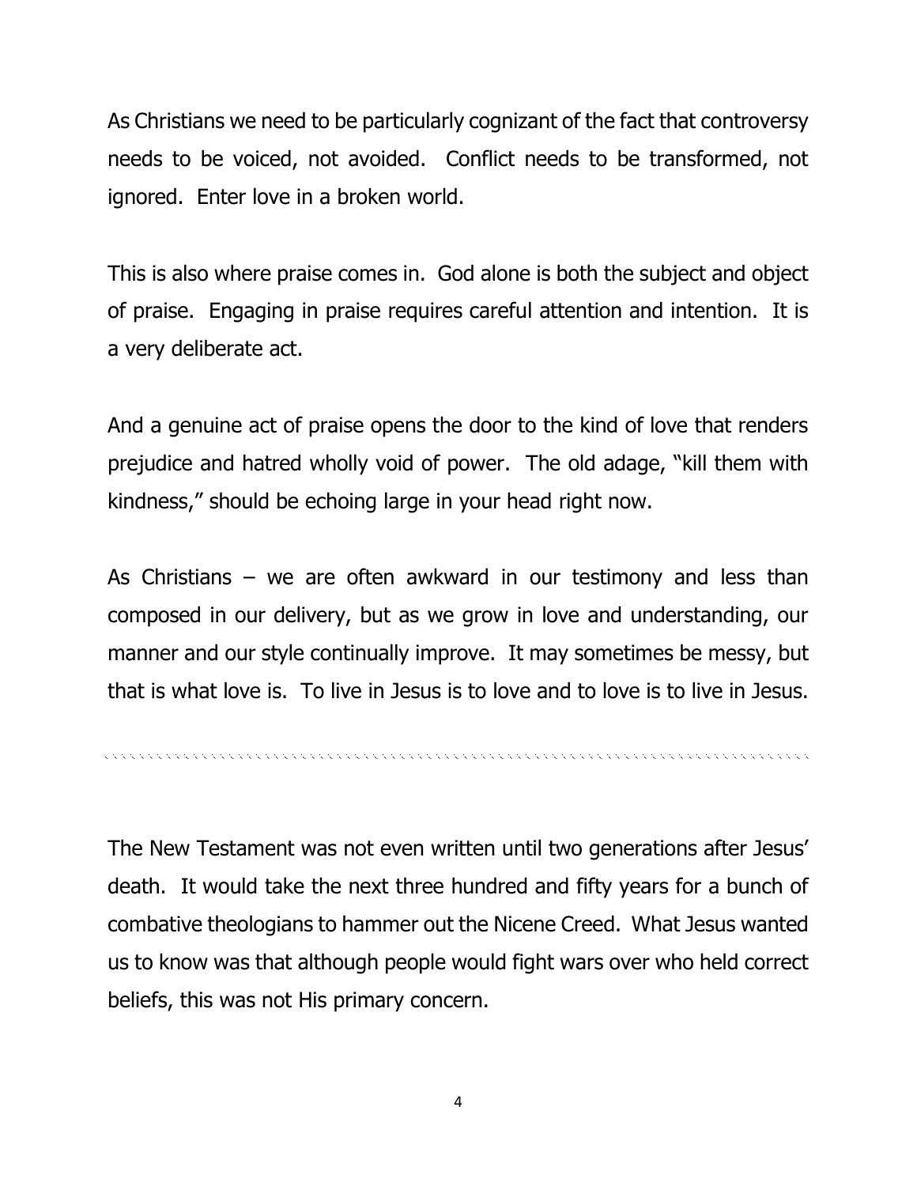As Christians we need to be particularly cognizant of the fact that controversy needs to be voiced, not avoided. Conflict needs to be transformed, not ignored. Enter love in a broken world.

This is also where praise comes in. God alone is both the subject and object of praise. Engaging in praise requires careful attention and intention. It is a very deliberate act.

And a genuine act of praise opens the door to the kind of love that renders prejudice and hatred wholly void of power. The old adage, "kill them with kindness," should be echoing large in your head right now.

As Christians – we are often awkward in our testimony and less than composed in our delivery, but as we grow in love and understanding, our manner and our style continually improve. It may sometimes be messy, but that is what love is. To live in Jesus is to love and to love is to live in Jesus.

---

The New Testament was not even written until two generations after Jesus' death. It would take the next three hundred and fifty years for a bunch of combative theologians to hammer out the Nicene Creed. What Jesus wanted us to know was that although people would fight wars over who held correct beliefs, this was not His primary concern.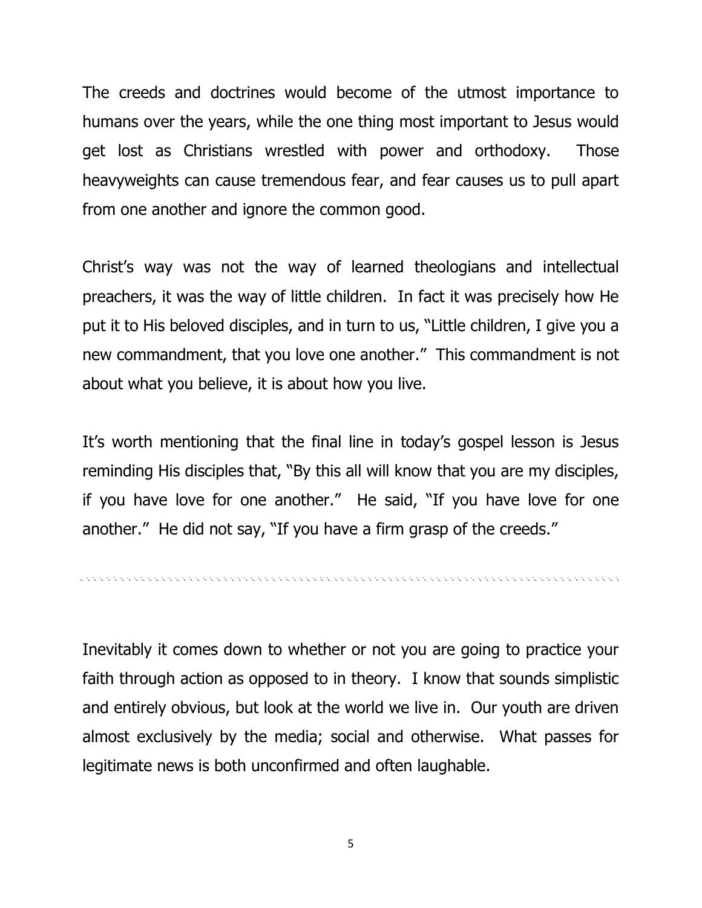The creeds and doctrines would become of the utmost importance to humans over the years, while the one thing most important to Jesus would get lost as Christians wrestled with power and orthodoxy. Those heavyweights can cause tremendous fear, and fear causes us to pull apart from one another and ignore the common good.

Christ's way was not the way of learned theologians and intellectual preachers, it was the way of little children. In fact it was precisely how He put it to His beloved disciples, and in turn to us, "Little children, I give you a new commandment, that you love one another." This commandment is not about what you believe, it is about how you live.

It's worth mentioning that the final line in today's gospel lesson is Jesus reminding His disciples that, "By this all will know that you are my disciples, if you have love for one another." He said, "If you have love for one another." He did not say, "If you have a firm grasp of the creeds."

---

Inevitably it comes down to whether or not you are going to practice your faith through action as opposed to in theory. I know that sounds simplistic and entirely obvious, but look at the world we live in. Our youth are driven almost exclusively by the media; social and otherwise. What passes for legitimate news is both unconfirmed and often laughable.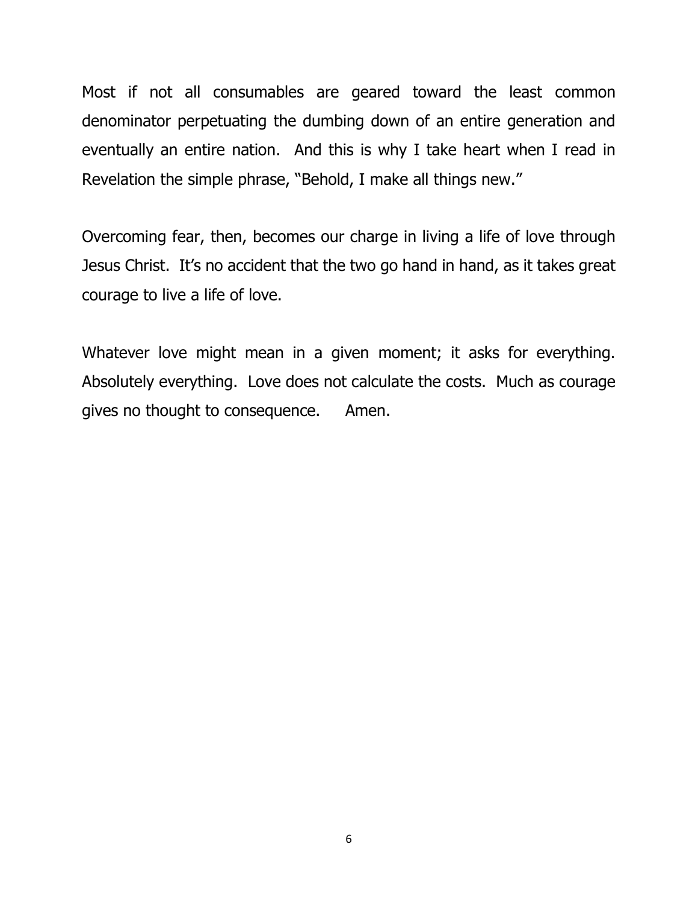Most if not all consumables are geared toward the least common denominator perpetuating the dumbing down of an entire generation and eventually an entire nation. And this is why I take heart when I read in Revelation the simple phrase, "Behold, I make all things new."

Overcoming fear, then, becomes our charge in living a life of love through Jesus Christ. It's no accident that the two go hand in hand, as it takes great courage to live a life of love.

Whatever love might mean in a given moment; it asks for everything. Absolutely everything. Love does not calculate the costs. Much as courage gives no thought to consequence. Amen.